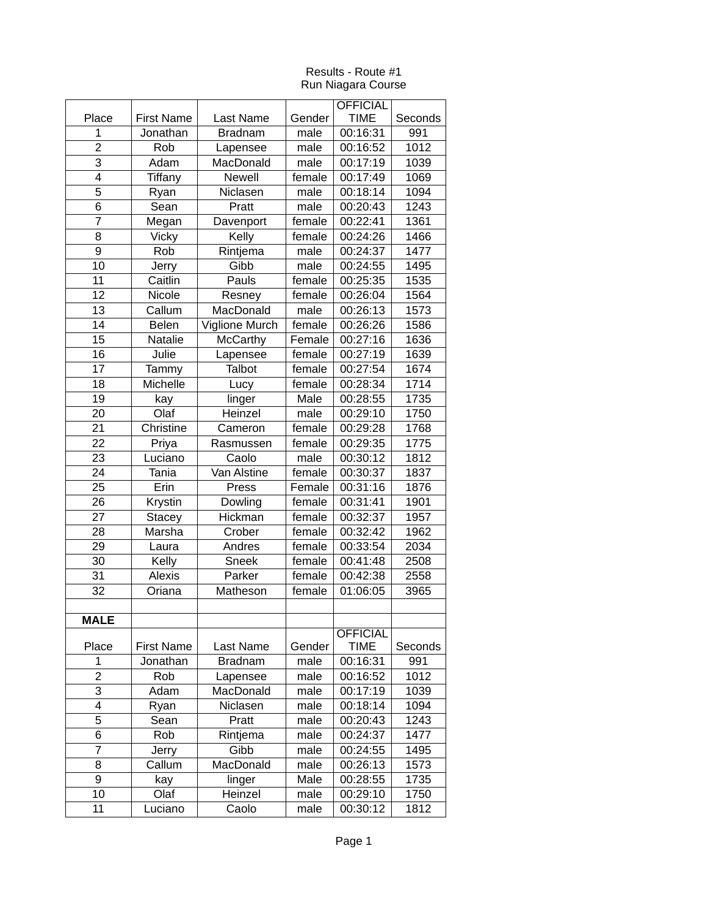Results - Route #1
Run Niagara Course

| Place | First Name | Last Name | Gender | OFFICIAL TIME | Seconds |
|---|---|---|---|---|---|
| 1 | Jonathan | Bradnam | male | 00:16:31 | 991 |
| 2 | Rob | Lapensee | male | 00:16:52 | 1012 |
| 3 | Adam | MacDonald | male | 00:17:19 | 1039 |
| 4 | Tiffany | Newell | female | 00:17:49 | 1069 |
| 5 | Ryan | Niclasen | male | 00:18:14 | 1094 |
| 6 | Sean | Pratt | male | 00:20:43 | 1243 |
| 7 | Megan | Davenport | female | 00:22:41 | 1361 |
| 8 | Vicky | Kelly | female | 00:24:26 | 1466 |
| 9 | Rob | Rintjema | male | 00:24:37 | 1477 |
| 10 | Jerry | Gibb | male | 00:24:55 | 1495 |
| 11 | Caitlin | Pauls | female | 00:25:35 | 1535 |
| 12 | Nicole | Resney | female | 00:26:04 | 1564 |
| 13 | Callum | MacDonald | male | 00:26:13 | 1573 |
| 14 | Belen | Viglione Murch | female | 00:26:26 | 1586 |
| 15 | Natalie | McCarthy | Female | 00:27:16 | 1636 |
| 16 | Julie | Lapensee | female | 00:27:19 | 1639 |
| 17 | Tammy | Talbot | female | 00:27:54 | 1674 |
| 18 | Michelle | Lucy | female | 00:28:34 | 1714 |
| 19 | kay | linger | Male | 00:28:55 | 1735 |
| 20 | Olaf | Heinzel | male | 00:29:10 | 1750 |
| 21 | Christine | Cameron | female | 00:29:28 | 1768 |
| 22 | Priya | Rasmussen | female | 00:29:35 | 1775 |
| 23 | Luciano | Caolo | male | 00:30:12 | 1812 |
| 24 | Tania | Van Alstine | female | 00:30:37 | 1837 |
| 25 | Erin | Press | Female | 00:31:16 | 1876 |
| 26 | Krystin | Dowling | female | 00:31:41 | 1901 |
| 27 | Stacey | Hickman | female | 00:32:37 | 1957 |
| 28 | Marsha | Crober | female | 00:32:42 | 1962 |
| 29 | Laura | Andres | female | 00:33:54 | 2034 |
| 30 | Kelly | Sneek | female | 00:41:48 | 2508 |
| 31 | Alexis | Parker | female | 00:42:38 | 2558 |
| 32 | Oriana | Matheson | female | 01:06:05 | 3965 |
| | | | | | |
| **MALE** | | | | | |
| Place | First Name | Last Name | Gender | OFFICIAL TIME | Seconds |
| 1 | Jonathan | Bradnam | male | 00:16:31 | 991 |
| 2 | Rob | Lapensee | male | 00:16:52 | 1012 |
| 3 | Adam | MacDonald | male | 00:17:19 | 1039 |
| 4 | Ryan | Niclasen | male | 00:18:14 | 1094 |
| 5 | Sean | Pratt | male | 00:20:43 | 1243 |
| 6 | Rob | Rintjema | male | 00:24:37 | 1477 |
| 7 | Jerry | Gibb | male | 00:24:55 | 1495 |
| 8 | Callum | MacDonald | male | 00:26:13 | 1573 |
| 9 | kay | linger | Male | 00:28:55 | 1735 |
| 10 | Olaf | Heinzel | male | 00:29:10 | 1750 |
| 11 | Luciano | Caolo | male | 00:30:12 | 1812 |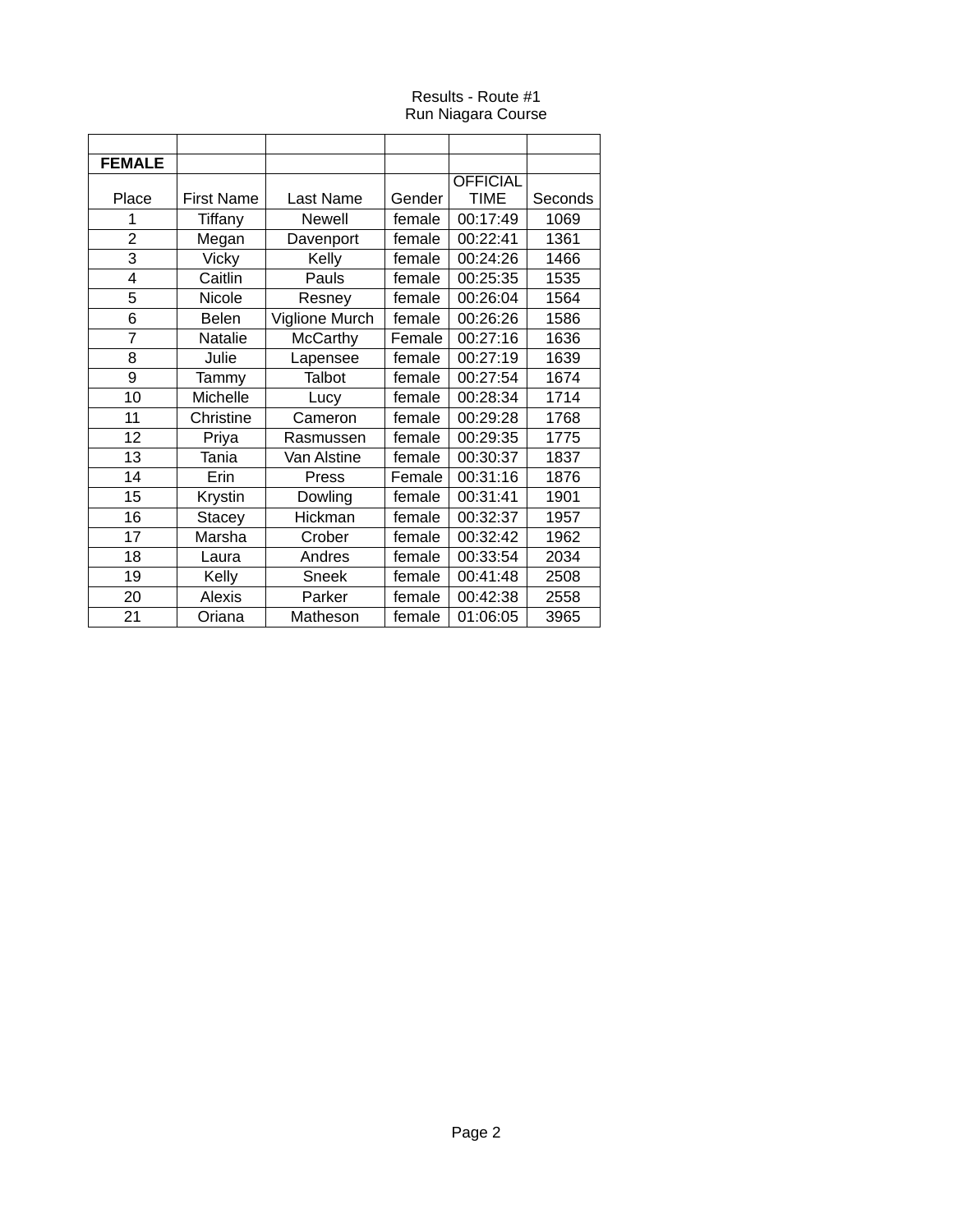Results - Route #1
Run Niagara Course

| | | | | | |
|---|---|---|---|---|---|
| **FEMALE** | | | | | |
| Place | First Name | Last Name | Gender | OFFICIAL TIME | Seconds |
| 1 | Tiffany | Newell | female | 00:17:49 | 1069 |
| 2 | Megan | Davenport | female | 00:22:41 | 1361 |
| 3 | Vicky | Kelly | female | 00:24:26 | 1466 |
| 4 | Caitlin | Pauls | female | 00:25:35 | 1535 |
| 5 | Nicole | Resney | female | 00:26:04 | 1564 |
| 6 | Belen | Viglione Murch | female | 00:26:26 | 1586 |
| 7 | Natalie | McCarthy | Female | 00:27:16 | 1636 |
| 8 | Julie | Lapensee | female | 00:27:19 | 1639 |
| 9 | Tammy | Talbot | female | 00:27:54 | 1674 |
| 10 | Michelle | Lucy | female | 00:28:34 | 1714 |
| 11 | Christine | Cameron | female | 00:29:28 | 1768 |
| 12 | Priya | Rasmussen | female | 00:29:35 | 1775 |
| 13 | Tania | Van Alstine | female | 00:30:37 | 1837 |
| 14 | Erin | Press | Female | 00:31:16 | 1876 |
| 15 | Krystin | Dowling | female | 00:31:41 | 1901 |
| 16 | Stacey | Hickman | female | 00:32:37 | 1957 |
| 17 | Marsha | Crober | female | 00:32:42 | 1962 |
| 18 | Laura | Andres | female | 00:33:54 | 2034 |
| 19 | Kelly | Sneek | female | 00:41:48 | 2508 |
| 20 | Alexis | Parker | female | 00:42:38 | 2558 |
| 21 | Oriana | Matheson | female | 01:06:05 | 3965 |